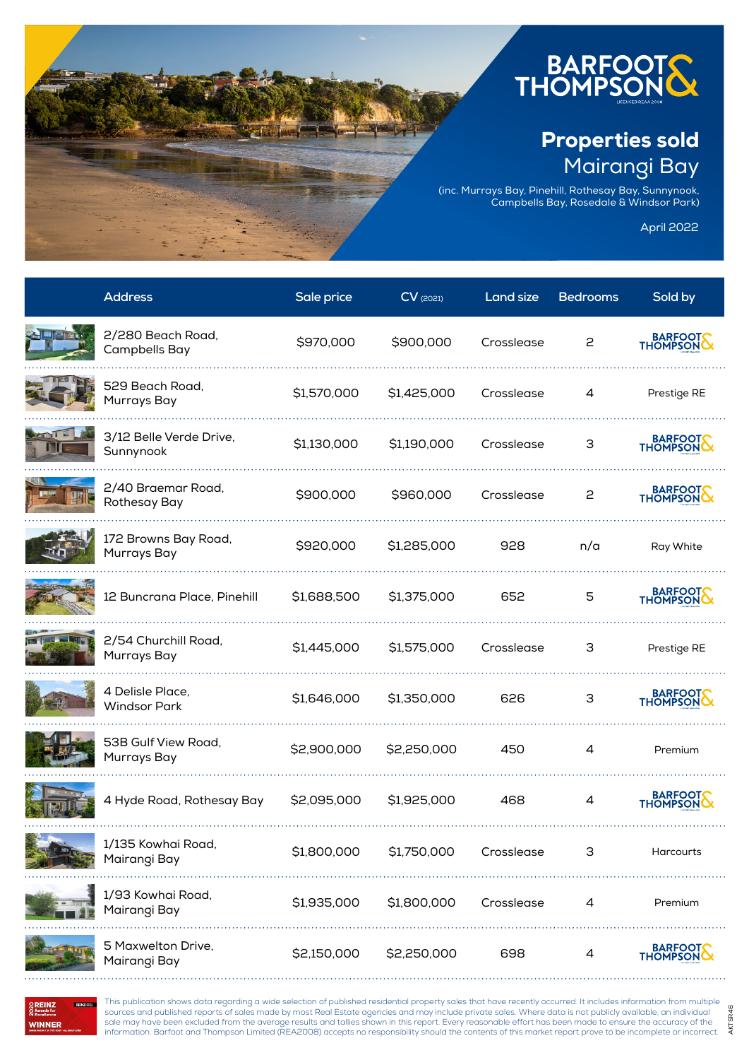BARFOOT & THOMPSON

LICENSED REAA 2008

# Properties sold

## Mairangi Bay

(inc. Murrays Bay, Pinehill, Rothesay Bay, Sunnynook, Campbells Bay, Rosedale & Windsor Park)

April 2022

| Address | Sale price | CV (2021) | Land size | Bedrooms | Sold by |
|---|---|---|---|---|---|
| 2/280 Beach Road, Campbells Bay | $970,000 | $900,000 | Crosslease | 2 | Barfoot & Thompson |
| 529 Beach Road, Murrays Bay | $1,570,000 | $1,425,000 | Crosslease | 4 | Prestige RE |
| 3/12 Belle Verde Drive, Sunnynook | $1,130,000 | $1,190,000 | Crosslease | 3 | Barfoot & Thompson |
| 2/40 Braemar Road, Rothesay Bay | $900,000 | $960,000 | Crosslease | 2 | Barfoot & Thompson |
| 172 Browns Bay Road, Murrays Bay | $920,000 | $1,285,000 | 928 | n/a | Ray White |
| 12 Buncrana Place, Pinehill | $1,688,500 | $1,375,000 | 652 | 5 | Barfoot & Thompson |
| 2/54 Churchill Road, Murrays Bay | $1,445,000 | $1,575,000 | Crosslease | 3 | Prestige RE |
| 4 Delisle Place, Windsor Park | $1,646,000 | $1,350,000 | 626 | 3 | Barfoot & Thompson |
| 53B Gulf View Road, Murrays Bay | $2,900,000 | $2,250,000 | 450 | 4 | Premium |
| 4 Hyde Road, Rothesay Bay | $2,095,000 | $1,925,000 | 468 | 4 | Barfoot & Thompson |
| 1/135 Kowhai Road, Mairangi Bay | $1,800,000 | $1,750,000 | Crosslease | 3 | Harcourts |
| 1/93 Kowhai Road, Mairangi Bay | $1,935,000 | $1,800,000 | Crosslease | 4 | Premium |
| 5 Maxwelton Drive, Mairangi Bay | $2,150,000 | $2,250,000 | 698 | 4 | Barfoot & Thompson |

2020 REINZ Awards for Excellence WINNER

This publication shows data regarding a wide selection of published residential property sales that have recently occurred. It includes information from multiple sources and published reports of sales made by most Real Estate agencies and may include private sales. Where data is not publicly available, an individual sale may have been excluded from the average results and tallies shown in this report. Every reasonable effort has been made to ensure the accuracy of the information. Barfoot and Thompson Limited (REA2008) accepts no responsibility should the contents of this market report prove to be incomplete or incorrect.

AKTSR46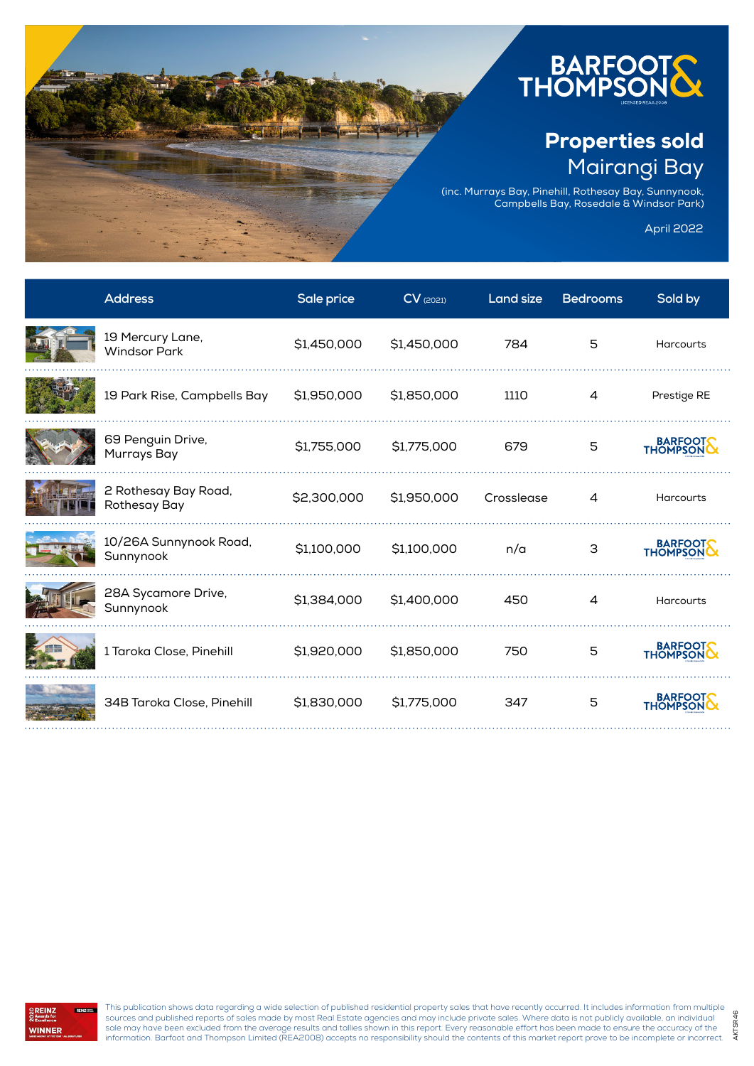# Properties sold

## Mairangi Bay

(inc. Murrays Bay, Pinehill, Rothesay Bay, Sunnynook, Campbells Bay, Rosedale & Windsor Park)

April 2022

| Address | Sale price | CV (2021) | Land size | Bedrooms | Sold by |
|---|---|---|---|---|---|
| 19 Mercury Lane, Windsor Park | $1,450,000 | $1,450,000 | 784 | 5 | Harcourts |
| 19 Park Rise, Campbells Bay | $1,950,000 | $1,850,000 | 1110 | 4 | Prestige RE |
| 69 Penguin Drive, Murrays Bay | $1,755,000 | $1,775,000 | 679 | 5 | Barfoot & Thompson |
| 2 Rothesay Bay Road, Rothesay Bay | $2,300,000 | $1,950,000 | Crosslease | 4 | Harcourts |
| 10/26A Sunnynook Road, Sunnynook | $1,100,000 | $1,100,000 | n/a | 3 | Barfoot & Thompson |
| 28A Sycamore Drive, Sunnynook | $1,384,000 | $1,400,000 | 450 | 4 | Harcourts |
| 1 Taroka Close, Pinehill | $1,920,000 | $1,850,000 | 750 | 5 | Barfoot & Thompson |
| 34B Taroka Close, Pinehill | $1,830,000 | $1,775,000 | 347 | 5 | Barfoot & Thompson |

This publication shows data regarding a wide selection of published residential property sales that have recently occurred. It includes information from multiple sources and published reports of sales made by most Real Estate agencies and may include private sales. Where data is not publicly available, an individual sale may have been excluded from the average results and tallies shown in this report. Every reasonable effort has been made to ensure the accuracy of the information. Barfoot and Thompson Limited (REA2008) accepts no responsibility should the contents of this market report prove to be incomplete or incorrect.

AKTSR46